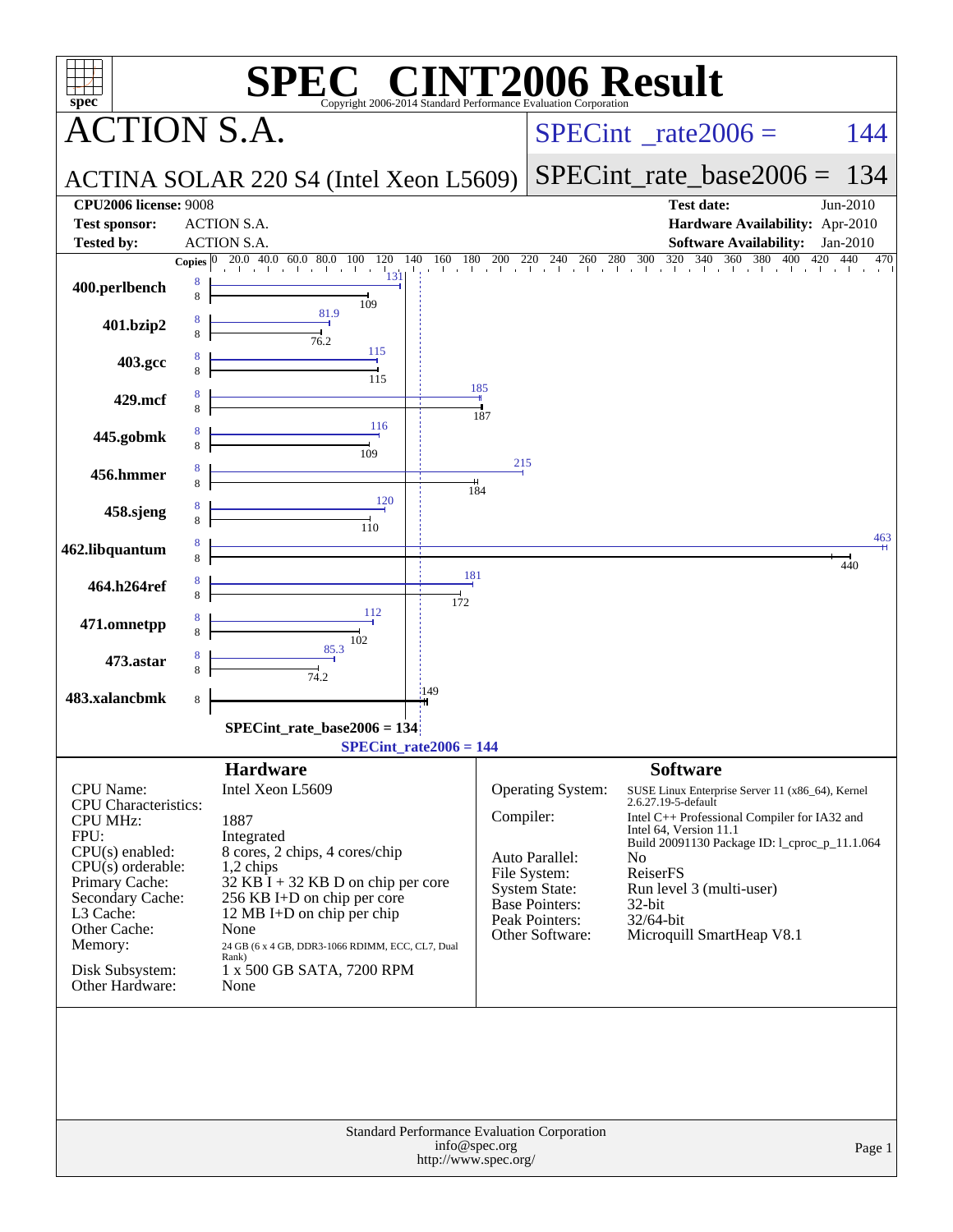# SPEC CINT2006 Result

Copyright 2006-2014 Standard Performance Evaluation Corporation

## ACTION S.A.

**SPECint_rate2006 = 144**

ACTINA SOLAR 220 S4 (Intel Xeon L5609)

**SPECint_rate_base2006 = 134**

| | | | |
|---|---|---|---|
| **CPU2006 license:** 9008 | | **Test date:** | Jun-2010 |
| **Test sponsor:** | ACTION S.A. | **Hardware Availability:** | Apr-2010 |
| **Tested by:** | ACTION S.A. | **Software Availability:** | Jan-2010 |

| Benchmark | Copies (peak) | Copies (base) | Peak | Base |
|---|---|---|---|---|
| 400.perlbench | 8 | 8 | 131 | 109 |
| 401.bzip2 | 8 | 8 | 81.9 | 76.2 |
| 403.gcc | 8 | 8 | 115 | 115 |
| 429.mcf | 8 | 8 | 185 | 187 |
| 445.gobmk | 8 | 8 | 116 | 109 |
| 456.hmmer | 8 | 8 | 215 | 184 |
| 458.sjeng | 8 | 8 | 120 | 110 |
| 462.libquantum | 8 | 8 | 463 | 440 |
| 464.h264ref | 8 | 8 | 181 | 172 |
| 471.omnetpp | 8 | 8 | 112 | 102 |
| 473.astar | 8 | 8 | 85.3 | 74.2 |
| 483.xalancbmk | | 8 | | 149 |

SPECint_rate_base2006 = 134

SPECint_rate2006 = 144

## Hardware

| | |
|---|---|
| CPU Name: | Intel Xeon L5609 |
| CPU Characteristics: | |
| CPU MHz: | 1887 |
| FPU: | Integrated |
| CPU(s) enabled: | 8 cores, 2 chips, 4 cores/chip |
| CPU(s) orderable: | 1,2 chips |
| Primary Cache: | 32 KB I + 32 KB D on chip per core |
| Secondary Cache: | 256 KB I+D on chip per core |
| L3 Cache: | 12 MB I+D on chip per chip |
| Other Cache: | None |
| Memory: | 24 GB (6 x 4 GB, DDR3-1066 RDIMM, ECC, CL7, Dual Rank) |
| Disk Subsystem: | 1 x 500 GB SATA, 7200 RPM |
| Other Hardware: | None |

## Software

| | |
|---|---|
| Operating System: | SUSE Linux Enterprise Server 11 (x86_64), Kernel 2.6.27.19-5-default |
| Compiler: | Intel C++ Professional Compiler for IA32 and Intel 64, Version 11.1 Build 20091130 Package ID: l_cproc_p_11.1.064 |
| Auto Parallel: | No |
| File System: | ReiserFS |
| System State: | Run level 3 (multi-user) |
| Base Pointers: | 32-bit |
| Peak Pointers: | 32/64-bit |
| Other Software: | Microquill SmartHeap V8.1 |

Standard Performance Evaluation Corporation
info@spec.org
http://www.spec.org/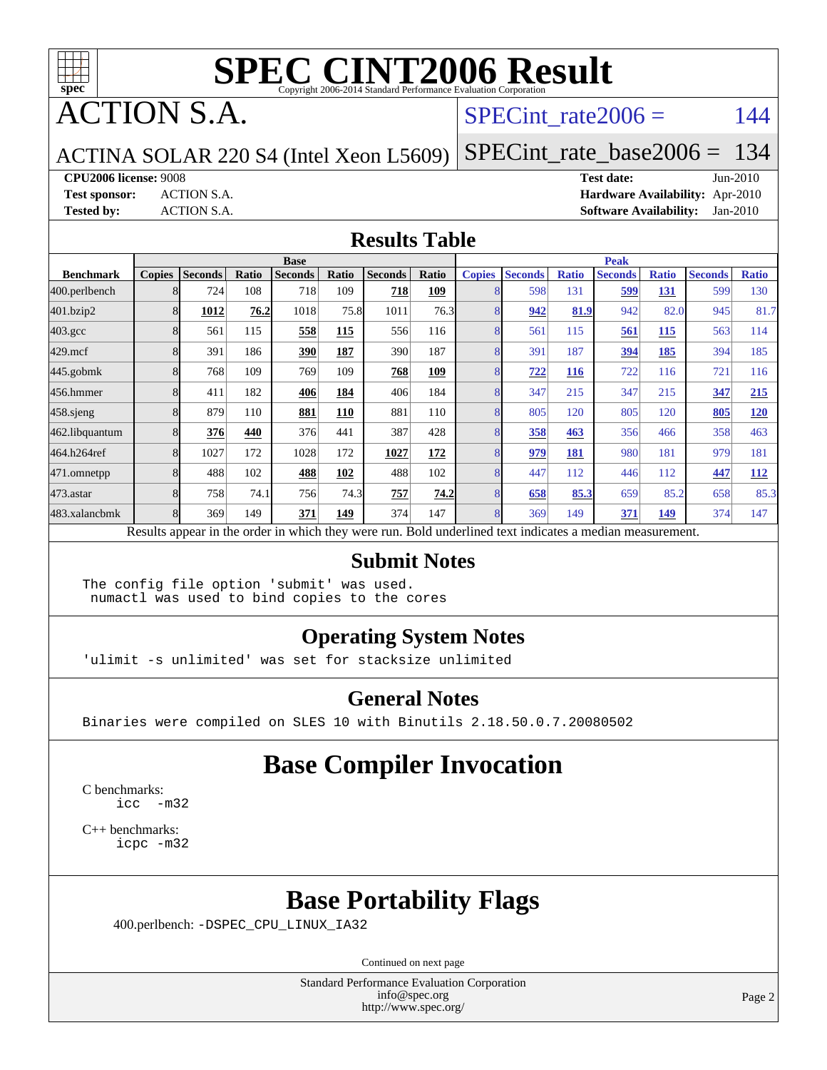# SPEC CINT2006 Result

Copyright 2006-2014 Standard Performance Evaluation Corporation

# ACTION S.A.

ACTINA SOLAR 220 S4 (Intel Xeon L5609)

SPECint_rate2006 = 144

SPECint_rate_base2006 = 134

**CPU2006 license:** 9008

**Test sponsor:** ACTION S.A.

**Tested by:** ACTION S.A.

**Test date:** Jun-2010

**Hardware Availability:** Apr-2010

**Software Availability:** Jan-2010

## Results Table

| Benchmark | Base | | | | | | | Peak | | | | | | |
|---|---|---|---|---|---|---|---|---|---|---|---|---|---|---|
| | Copies | Seconds | Ratio | Seconds | Ratio | Seconds | Ratio | Copies | Seconds | Ratio | Seconds | Ratio | Seconds | Ratio |
| 400.perlbench | 8 | 724 | 108 | 718 | 109 | **718** | **109** | 8 | 598 | 131 | **599** | **131** | 599 | 130 |
| 401.bzip2 | 8 | **1012** | **76.2** | 1018 | 75.8 | 1011 | 76.3 | 8 | **942** | **81.9** | 942 | 82.0 | 945 | 81.7 |
| 403.gcc | 8 | 561 | 115 | **558** | **115** | 556 | 116 | 8 | 561 | 115 | **561** | **115** | 563 | 114 |
| 429.mcf | 8 | 391 | 186 | **390** | **187** | 390 | 187 | 8 | 391 | 187 | **394** | **185** | 394 | 185 |
| 445.gobmk | 8 | 768 | 109 | 769 | 109 | **768** | **109** | 8 | **722** | **116** | 722 | 116 | 721 | 116 |
| 456.hmmer | 8 | 411 | 182 | **406** | **184** | 406 | 184 | 8 | 347 | 215 | 347 | 215 | **347** | **215** |
| 458.sjeng | 8 | 879 | 110 | **881** | **110** | 881 | 110 | 8 | 805 | 120 | 805 | 120 | **805** | **120** |
| 462.libquantum | 8 | **376** | **440** | 376 | 441 | 387 | 428 | 8 | **358** | **463** | 356 | 466 | 358 | 463 |
| 464.h264ref | 8 | 1027 | 172 | 1028 | 172 | **1027** | **172** | 8 | **979** | **181** | 980 | 181 | 979 | 181 |
| 471.omnetpp | 8 | 488 | 102 | **488** | **102** | 488 | 102 | 8 | 447 | 112 | 446 | 112 | **447** | **112** |
| 473.astar | 8 | 758 | 74.1 | 756 | 74.3 | **757** | **74.2** | 8 | **658** | **85.3** | 659 | 85.2 | 658 | 85.3 |
| 483.xalancbmk | 8 | 369 | 149 | **371** | **149** | 374 | 147 | 8 | 369 | 149 | **371** | **149** | 374 | 147 |

Results appear in the order in which they were run. Bold underlined text indicates a median measurement.

## Submit Notes

```
The config file option 'submit' was used.
 numactl was used to bind copies to the cores
```

## Operating System Notes

```
'ulimit -s unlimited' was set for stacksize unlimited
```

## General Notes

```
Binaries were compiled on SLES 10 with Binutils 2.18.50.0.7.20080502
```

## Base Compiler Invocation

C benchmarks:
```
icc  -m32
```

C++ benchmarks:
```
icpc -m32
```

## Base Portability Flags

400.perlbench: -DSPEC_CPU_LINUX_IA32

Continued on next page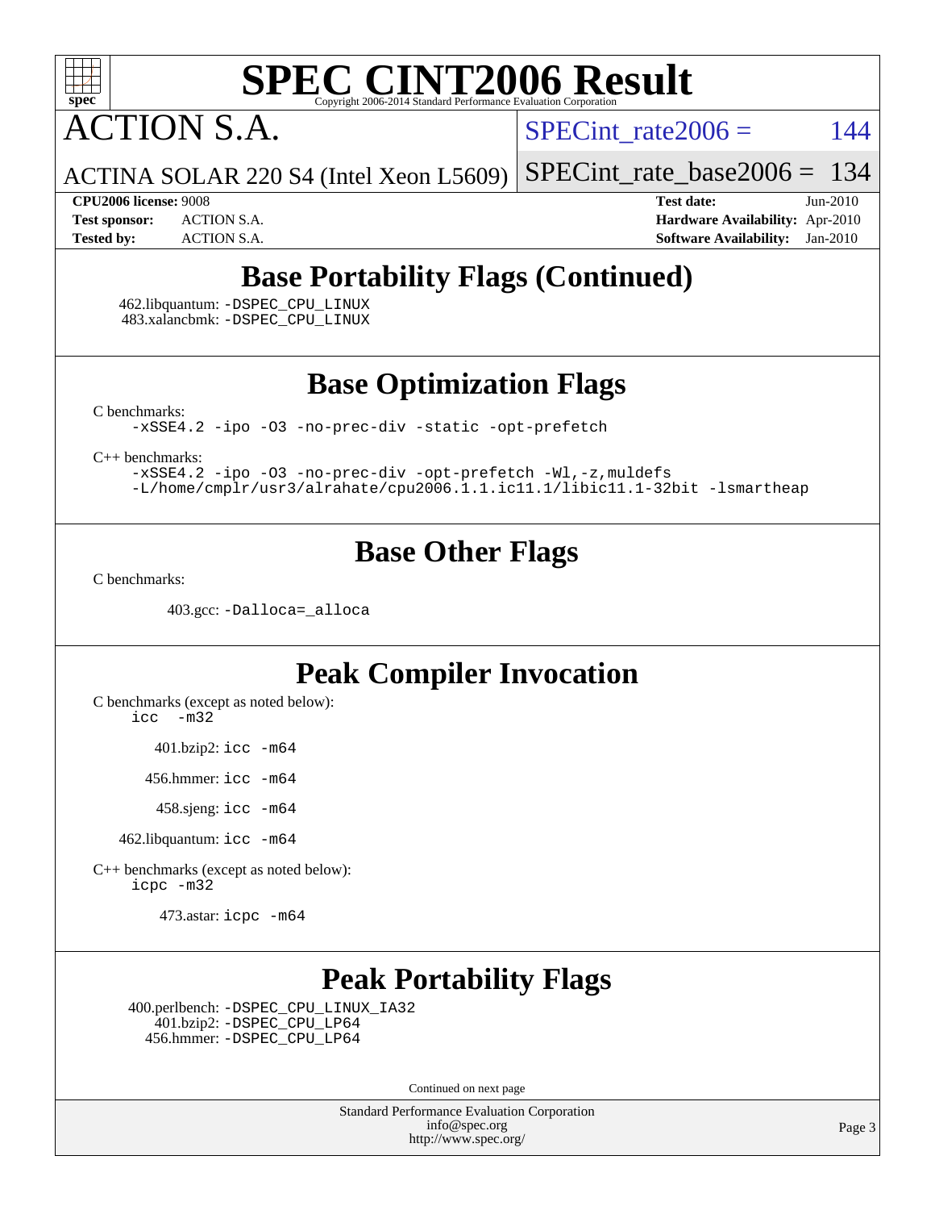# ACTION S.A.

ACTINA SOLAR 220 S4 (Intel Xeon L5609)

SPECint_rate2006 = 144

SPECint_rate_base2006 = 134

**CPU2006 license:** 9008
**Test sponsor:** ACTION S.A.
**Tested by:** ACTION S.A.

**Test date:** Jun-2010
**Hardware Availability:** Apr-2010
**Software Availability:** Jan-2010

## Base Portability Flags (Continued)

462.libquantum: -DSPEC_CPU_LINUX
483.xalancbmk: -DSPEC_CPU_LINUX

## Base Optimization Flags

C benchmarks:
```
-xSSE4.2 -ipo -O3 -no-prec-div -static -opt-prefetch
```

C++ benchmarks:
```
-xSSE4.2 -ipo -O3 -no-prec-div -opt-prefetch -Wl,-z,muldefs
-L/home/cmplr/usr3/alrahate/cpu2006.1.1.ic11.1/libic11.1-32bit -lsmartheap
```

## Base Other Flags

C benchmarks:

403.gcc: -Dalloca=_alloca

## Peak Compiler Invocation

C benchmarks (except as noted below):
```
icc -m32
```

401.bzip2: icc -m64

456.hmmer: icc -m64

458.sjeng: icc -m64

462.libquantum: icc -m64

C++ benchmarks (except as noted below):
```
icpc -m32
```

473.astar: icpc -m64

## Peak Portability Flags

400.perlbench: -DSPEC_CPU_LINUX_IA32
401.bzip2: -DSPEC_CPU_LP64
456.hmmer: -DSPEC_CPU_LP64

Continued on next page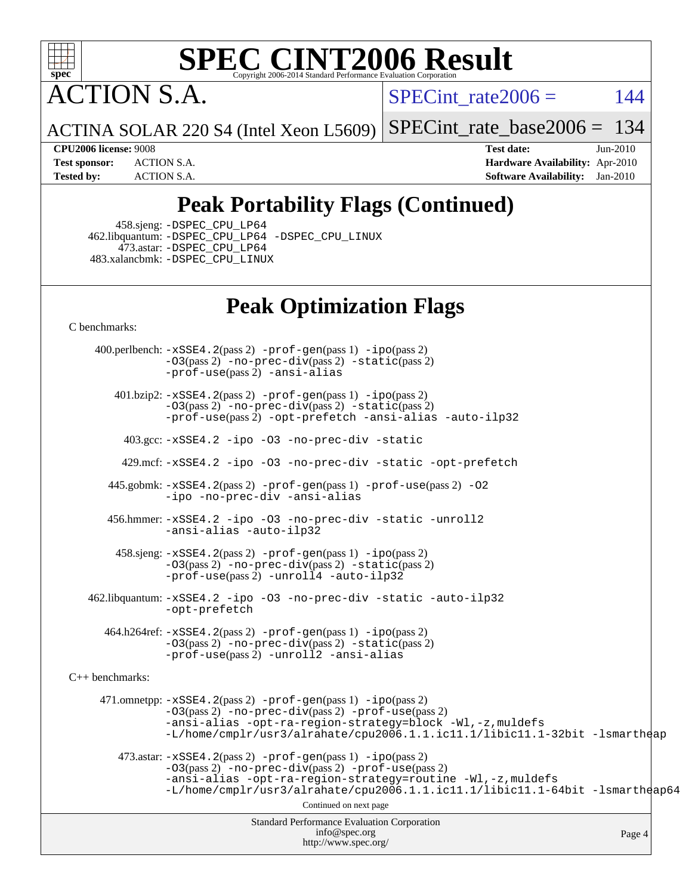# ACTION S.A.

ACTINA SOLAR 220 S4 (Intel Xeon L5609)

SPECint_rate2006 = 144

SPECint_rate_base2006 = 134

**CPU2006 license:** 9008
**Test sponsor:** ACTION S.A.
**Tested by:** ACTION S.A.

**Test date:** Jun-2010
**Hardware Availability:** Apr-2010
**Software Availability:** Jan-2010

## Peak Portability Flags (Continued)

458.sjeng: -DSPEC_CPU_LP64
462.libquantum: -DSPEC_CPU_LP64 -DSPEC_CPU_LINUX
473.astar: -DSPEC_CPU_LP64
483.xalancbmk: -DSPEC_CPU_LINUX

## Peak Optimization Flags

C benchmarks:

400.perlbench: -xSSE4.2(pass 2) -prof-gen(pass 1) -ipo(pass 2) -O3(pass 2) -no-prec-div(pass 2) -static(pass 2) -prof-use(pass 2) -ansi-alias

401.bzip2: -xSSE4.2(pass 2) -prof-gen(pass 1) -ipo(pass 2) -O3(pass 2) -no-prec-div(pass 2) -static(pass 2) -prof-use(pass 2) -opt-prefetch -ansi-alias -auto-ilp32

403.gcc: -xSSE4.2 -ipo -O3 -no-prec-div -static

429.mcf: -xSSE4.2 -ipo -O3 -no-prec-div -static -opt-prefetch

445.gobmk: -xSSE4.2(pass 2) -prof-gen(pass 1) -prof-use(pass 2) -O2 -ipo -no-prec-div -ansi-alias

456.hmmer: -xSSE4.2 -ipo -O3 -no-prec-div -static -unroll2 -ansi-alias -auto-ilp32

458.sjeng: -xSSE4.2(pass 2) -prof-gen(pass 1) -ipo(pass 2) -O3(pass 2) -no-prec-div(pass 2) -static(pass 2) -prof-use(pass 2) -unroll4 -auto-ilp32

462.libquantum: -xSSE4.2 -ipo -O3 -no-prec-div -static -auto-ilp32 -opt-prefetch

464.h264ref: -xSSE4.2(pass 2) -prof-gen(pass 1) -ipo(pass 2) -O3(pass 2) -no-prec-div(pass 2) -static(pass 2) -prof-use(pass 2) -unroll2 -ansi-alias

C++ benchmarks:

471.omnetpp: -xSSE4.2(pass 2) -prof-gen(pass 1) -ipo(pass 2) -O3(pass 2) -no-prec-div(pass 2) -prof-use(pass 2) -ansi-alias -opt-ra-region-strategy=block -Wl,-z,muldefs -L/home/cmplr/usr3/alrahate/cpu2006.1.1.ic11.1/libic11.1-32bit -lsmartheap

473.astar: -xSSE4.2(pass 2) -prof-gen(pass 1) -ipo(pass 2) -O3(pass 2) -no-prec-div(pass 2) -prof-use(pass 2) -ansi-alias -opt-ra-region-strategy=routine -Wl,-z,muldefs -L/home/cmplr/usr3/alrahate/cpu2006.1.1.ic11.1/libic11.1-64bit -lsmartheap64

Continued on next page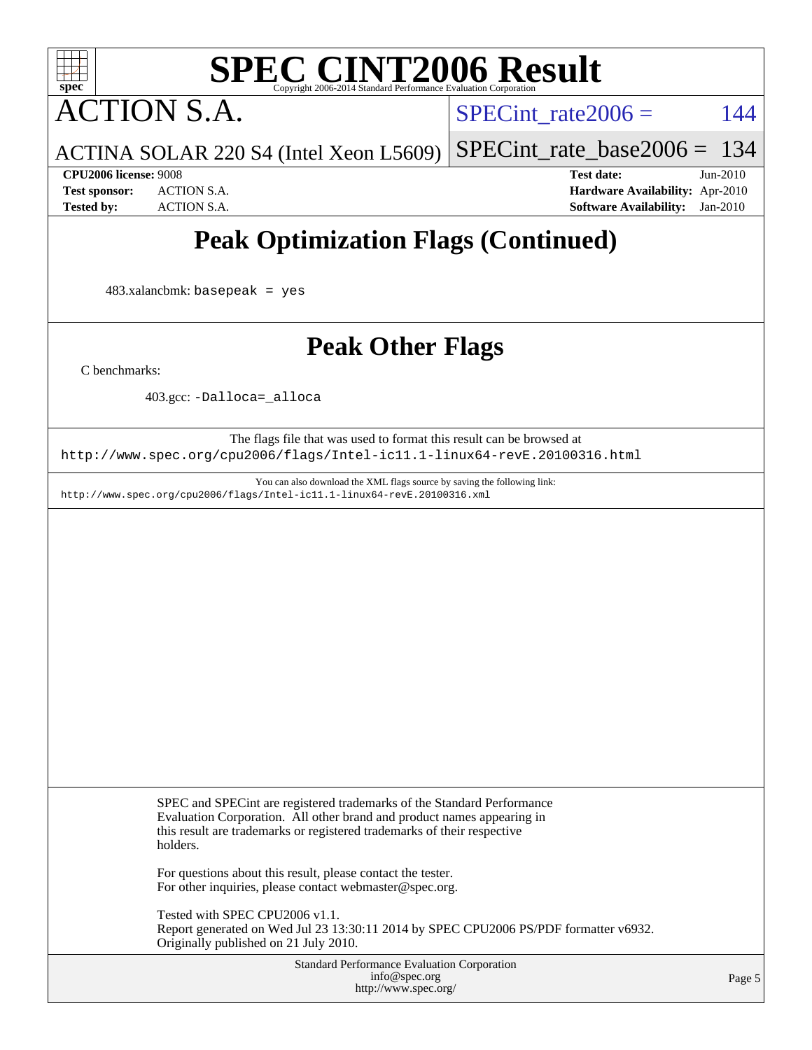## Peak Optimization Flags (Continued)

483.xalancbmk: `basepeak = yes`

## Peak Other Flags

C benchmarks:

403.gcc: `-Dalloca=_alloca`

The flags file that was used to format this result can be browsed at
http://www.spec.org/cpu2006/flags/Intel-ic11.1-linux64-revE.20100316.html

You can also download the XML flags source by saving the following link:
http://www.spec.org/cpu2006/flags/Intel-ic11.1-linux64-revE.20100316.xml

SPEC and SPECint are registered trademarks of the Standard Performance Evaluation Corporation. All other brand and product names appearing in this result are trademarks or registered trademarks of their respective holders.

For questions about this result, please contact the tester.
For other inquiries, please contact webmaster@spec.org.

Tested with SPEC CPU2006 v1.1.
Report generated on Wed Jul 23 13:30:11 2014 by SPEC CPU2006 PS/PDF formatter v6932.
Originally published on 21 July 2010.